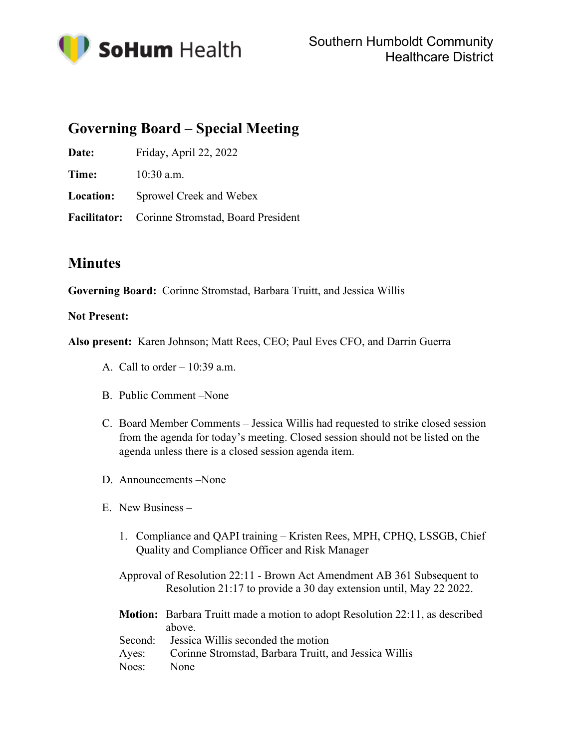SoHum Health

Southern Humboldt Community Healthcare District

## Governing Board – Special Meeting

**Date:** Friday, April 22, 2022

**Time:** 10:30 a.m.

**Location:** Sprowel Creek and Webex

**Facilitator:** Corinne Stromstad, Board President

## Minutes

**Governing Board:** Corinne Stromstad, Barbara Truitt, and Jessica Willis

**Not Present:**

**Also present:** Karen Johnson; Matt Rees, CEO; Paul Eves CFO, and Darrin Guerra

A. Call to order – 10:39 a.m.

B. Public Comment –None

C. Board Member Comments – Jessica Willis had requested to strike closed session from the agenda for today's meeting. Closed session should not be listed on the agenda unless there is a closed session agenda item.

D. Announcements –None

E. New Business –

1. Compliance and QAPI training – Kristen Rees, MPH, CPHQ, LSSGB, Chief Quality and Compliance Officer and Risk Manager

Approval of Resolution 22:11 - Brown Act Amendment AB 361 Subsequent to Resolution 21:17 to provide a 30 day extension until, May 22 2022.

**Motion:** Barbara Truitt made a motion to adopt Resolution 22:11, as described above.
Second: Jessica Willis seconded the motion
Ayes: Corinne Stromstad, Barbara Truitt, and Jessica Willis
Noes: None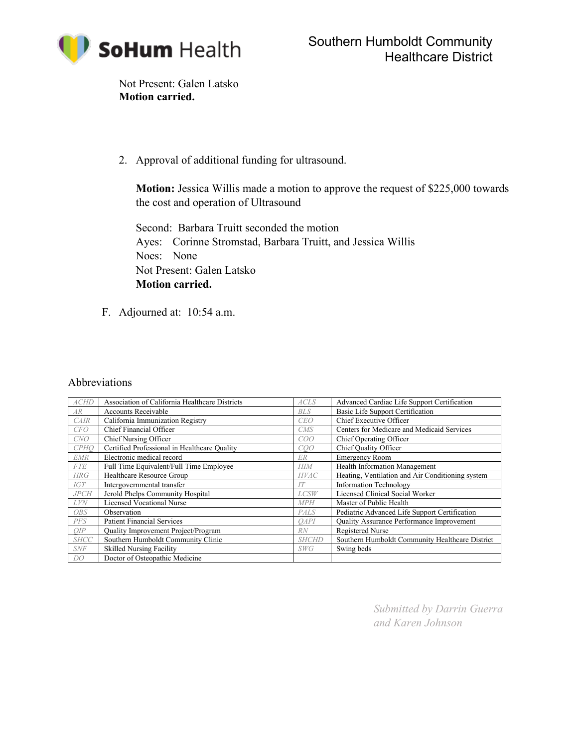Not Present: Galen Latsko
**Motion carried.**

2. Approval of additional funding for ultrasound.

   **Motion:** Jessica Willis made a motion to approve the request of $225,000 towards the cost and operation of Ultrasound

   Second: Barbara Truitt seconded the motion
   Ayes: Corinne Stromstad, Barbara Truitt, and Jessica Willis
   Noes: None
   Not Present: Galen Latsko
   **Motion carried.**

F. Adjourned at: 10:54 a.m.

Abbreviations

| | | | |
|---|---|---|---|
| ACHD | Association of California Healthcare Districts | ACLS | Advanced Cardiac Life Support Certification |
| AR | Accounts Receivable | BLS | Basic Life Support Certification |
| CAIR | California Immunization Registry | CEO | Chief Executive Officer |
| CFO | Chief Financial Officer | CMS | Centers for Medicare and Medicaid Services |
| CNO | Chief Nursing Officer | COO | Chief Operating Officer |
| CPHQ | Certified Professional in Healthcare Quality | CQO | Chief Quality Officer |
| EMR | Electronic medical record | ER | Emergency Room |
| FTE | Full Time Equivalent/Full Time Employee | HIM | Health Information Management |
| HRG | Healthcare Resource Group | HVAC | Heating, Ventilation and Air Conditioning system |
| IGT | Intergovernmental transfer | IT | Information Technology |
| JPCH | Jerold Phelps Community Hospital | LCSW | Licensed Clinical Social Worker |
| LVN | Licensed Vocational Nurse | MPH | Master of Public Health |
| OBS | Observation | PALS | Pediatric Advanced Life Support Certification |
| PFS | Patient Financial Services | QAPI | Quality Assurance Performance Improvement |
| QIP | Quality Improvement Project/Program | RN | Registered Nurse |
| SHCC | Southern Humboldt Community Clinic | SHCHD | Southern Humboldt Community Healthcare District |
| SNF | Skilled Nursing Facility | SWG | Swing beds |
| DO | Doctor of Osteopathic Medicine | | |

*Submitted by Darrin Guerra and Karen Johnson*